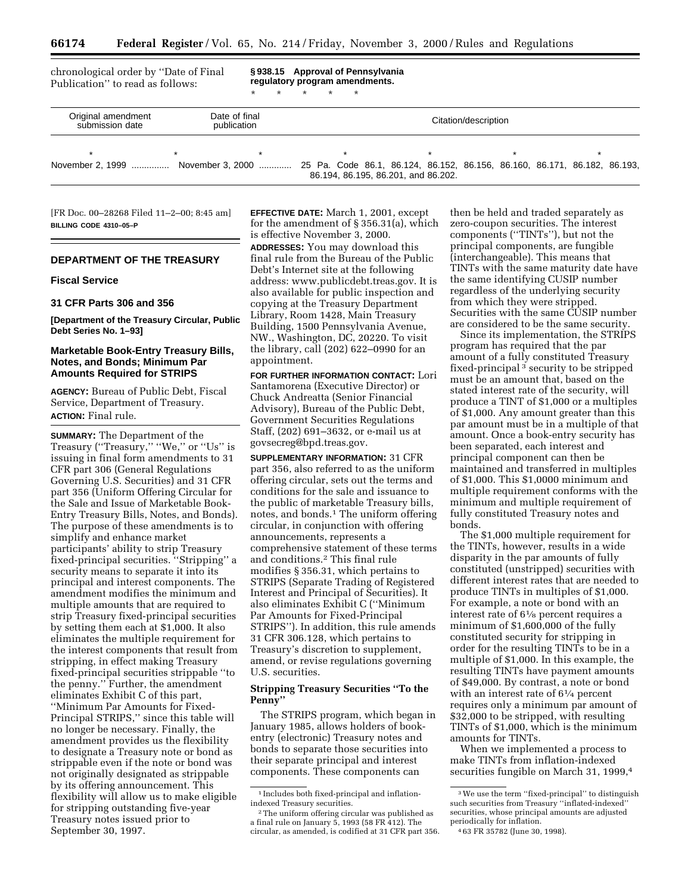chronological order by "Date of Final Publication" to read as follows:

**§ 938.15 Approval of Pennsylvania regulatory program amendments.**

\* \* \* \* \*

| Original amendment submission date | Date of final publication | Citation/description |
| --- | --- | --- |
| \* | \* | \* \* \* \* \* |
| November 2, 1999 .............. | November 3, 2000 ............ | 25 Pa. Code 86.1, 86.124, 86.152, 86.156, 86.160, 86.171, 86.182, 86.193, 86.194, 86.195, 86.201, and 86.202. |

[FR Doc. 00–28268 Filed 11–2–00; 8:45 am]

**BILLING CODE 4310–05–P**

---

## DEPARTMENT OF THE TREASURY

### Fiscal Service

### 31 CFR Parts 306 and 356

**[Department of the Treasury Circular, Public Debt Series No. 1–93]**

### Marketable Book-Entry Treasury Bills, Notes, and Bonds; Minimum Par Amounts Required for STRIPS

**AGENCY:** Bureau of Public Debt, Fiscal Service, Department of Treasury.

**ACTION:** Final rule.

**SUMMARY:** The Department of the Treasury ("Treasury," "We," or "Us") is issuing in final form amendments to 31 CFR part 306 (General Regulations Governing U.S. Securities) and 31 CFR part 356 (Uniform Offering Circular for the Sale and Issue of Marketable Book-Entry Treasury Bills, Notes, and Bonds). The purpose of these amendments is to simplify and enhance market participants' ability to strip Treasury fixed-principal securities. "Stripping" a security means to separate it into its principal and interest components. The amendment modifies the minimum and multiple amounts that are required to strip Treasury fixed-principal securities by setting them each at $1,000. It also eliminates the multiple requirement for the interest components that result from stripping, in effect making Treasury fixed-principal securities strippable "to the penny." Further, the amendment eliminates Exhibit C of this part, "Minimum Par Amounts for Fixed-Principal STRIPS," since this table will no longer be necessary. Finally, the amendment provides us the flexibility to designate a Treasury note or bond as strippable even if the note or bond was not originally designated as strippable by its offering announcement. This flexibility will allow us to make eligible for stripping outstanding five-year Treasury notes issued prior to September 30, 1997.

**EFFECTIVE DATE:** March 1, 2001, except for the amendment of § 356.31(a), which is effective November 3, 2000.

**ADDRESSES:** You may download this final rule from the Bureau of the Public Debt's Internet site at the following address: www.publicdebt.treas.gov. It is also available for public inspection and copying at the Treasury Department Library, Room 1428, Main Treasury Building, 1500 Pennsylvania Avenue, NW., Washington, DC, 20220. To visit the library, call (202) 622–0990 for an appointment.

**FOR FURTHER INFORMATION CONTACT:** Lori Santamorena (Executive Director) or Chuck Andreatta (Senior Financial Advisory), Bureau of the Public Debt, Government Securities Regulations Staff, (202) 691–3632, or e-mail us at govsecreg@bpd.treas.gov.

**SUPPLEMENTARY INFORMATION:** 31 CFR part 356, also referred to as the uniform offering circular, sets out the terms and conditions for the sale and issuance to the public of marketable Treasury bills, notes, and bonds.[1] The uniform offering circular, in conjunction with offering announcements, represents a comprehensive statement of these terms and conditions.[2] This final rule modifies § 356.31, which pertains to STRIPS (Separate Trading of Registered Interest and Principal of Securities). It also eliminates Exhibit C ("Minimum Par Amounts for Fixed-Principal STRIPS"). In addition, this rule amends 31 CFR 306.128, which pertains to Treasury's discretion to supplement, amend, or revise regulations governing U.S. securities.

### Stripping Treasury Securities "To the Penny"

The STRIPS program, which began in January 1985, allows holders of book-entry (electronic) Treasury notes and bonds to separate those securities into their separate principal and interest components. These components can then be held and traded separately as zero-coupon securities. The interest components ("TINTs"), but not the principal components, are fungible (interchangeable). This means that TINTs with the same maturity date have the same identifying CUSIP number regardless of the underlying security from which they were stripped. Securities with the same CUSIP number are considered to be the same security.

Since its implementation, the STRIPS program has required that the par amount of a fully constituted Treasury fixed-principal[3] security to be stripped must be an amount that, based on the stated interest rate of the security, will produce a TINT of $1,000 or a multiples of $1,000. Any amount greater than this par amount must be in a multiple of that amount. Once a book-entry security has been separated, each interest and principal component can then be maintained and transferred in multiples of $1,000. This $1,0000 minimum and multiple requirement conforms with the minimum and multiple requirement of fully constituted Treasury notes and bonds.

The $1,000 multiple requirement for the TINTs, however, results in a wide disparity in the par amounts of fully constituted (unstripped) securities with different interest rates that are needed to produce TINTs in multiples of $1,000. For example, a note or bond with an interest rate of 6⅛ percent requires a minimum of $1,600,000 of the fully constituted security for stripping in order for the resulting TINTs to be in a multiple of $1,000. In this example, the resulting TINTs have payment amounts of $49,000. By contrast, a note or bond with an interest rate of 6¼ percent requires only a minimum par amount of $32,000 to be stripped, with resulting TINTs of $1,000, which is the minimum amounts for TINTs.

When we implemented a process to make TINTs from inflation-indexed securities fungible on March 31, 1999,[4]

---

[1] Includes both fixed-principal and inflation-indexed Treasury securities.

[2] The uniform offering circular was published as a final rule on January 5, 1993 (58 FR 412). The circular, as amended, is codified at 31 CFR part 356.

[3] We use the term "fixed-principal" to distinguish such securities from Treasury "inflated-indexed" securities, whose principal amounts are adjusted periodically for inflation.

[4] 63 FR 35782 (June 30, 1998).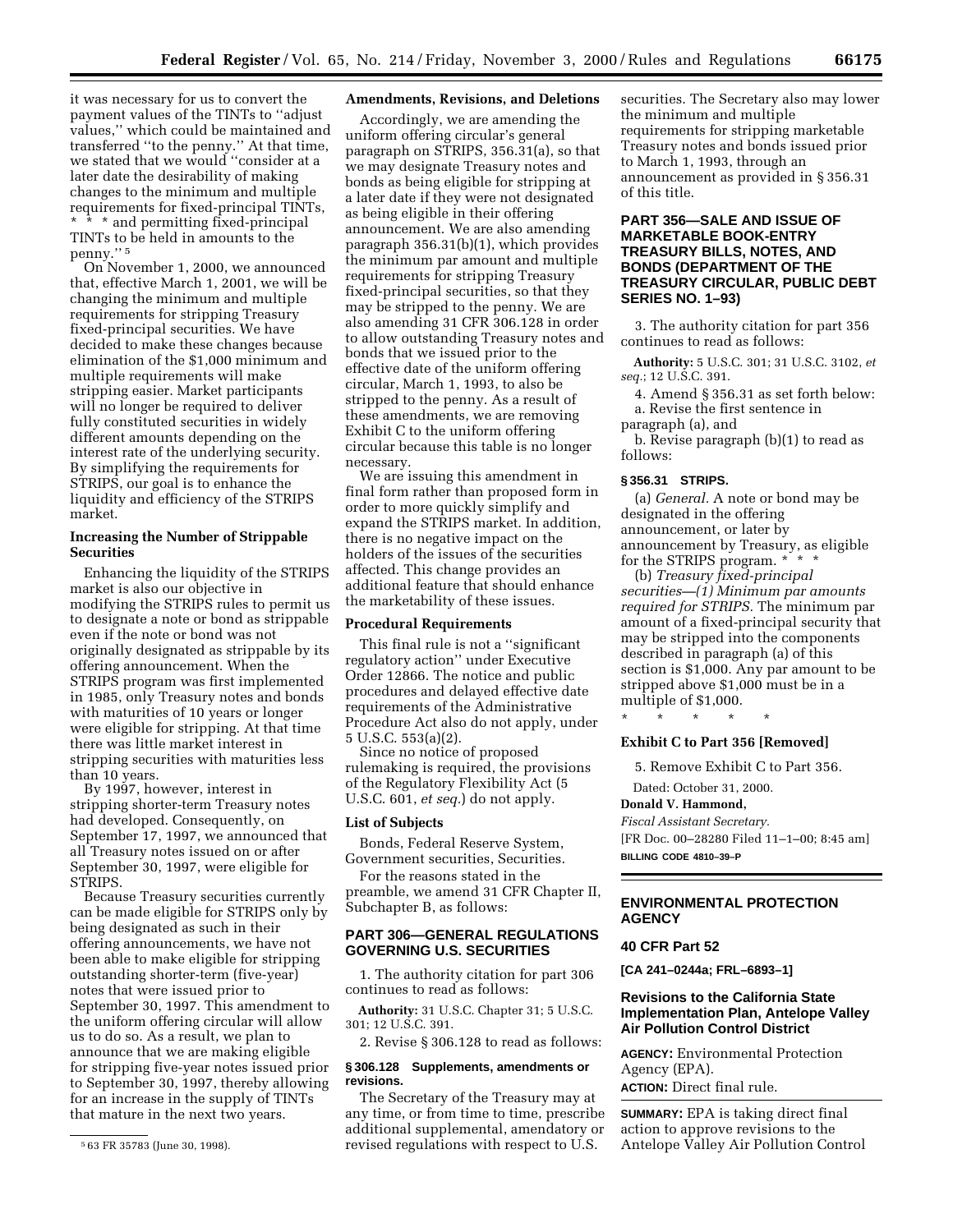it was necessary for us to convert the payment values of the TINTs to ''adjust values,'' which could be maintained and transferred ''to the penny.'' At that time, we stated that we would ''consider at a later date the desirability of making changes to the minimum and multiple requirements for fixed-principal TINTs, * * * and permitting fixed-principal TINTs to be held in amounts to the penny.'' [5]

On November 1, 2000, we announced that, effective March 1, 2001, we will be changing the minimum and multiple requirements for stripping Treasury fixed-principal securities. We have decided to make these changes because elimination of the $1,000 minimum and multiple requirements will make stripping easier. Market participants will no longer be required to deliver fully constituted securities in widely different amounts depending on the interest rate of the underlying security. By simplifying the requirements for STRIPS, our goal is to enhance the liquidity and efficiency of the STRIPS market.

**Increasing the Number of Strippable Securities**

Enhancing the liquidity of the STRIPS market is also our objective in modifying the STRIPS rules to permit us to designate a note or bond as strippable even if the note or bond was not originally designated as strippable by its offering announcement. When the STRIPS program was first implemented in 1985, only Treasury notes and bonds with maturities of 10 years or longer were eligible for stripping. At that time there was little market interest in stripping securities with maturities less than 10 years.

By 1997, however, interest in stripping shorter-term Treasury notes had developed. Consequently, on September 17, 1997, we announced that all Treasury notes issued on or after September 30, 1997, were eligible for STRIPS.

Because Treasury securities currently can be made eligible for STRIPS only by being designated as such in their offering announcements, we have not been able to make eligible for stripping outstanding shorter-term (five-year) notes that were issued prior to September 30, 1997. This amendment to the uniform offering circular will allow us to do so. As a result, we plan to announce that we are making eligible for stripping five-year notes issued prior to September 30, 1997, thereby allowing for an increase in the supply of TINTs that mature in the next two years.

[5] 63 FR 35783 (June 30, 1998).

**Amendments, Revisions, and Deletions**

Accordingly, we are amending the uniform offering circular's general paragraph on STRIPS, 356.31(a), so that we may designate Treasury notes and bonds as being eligible for stripping at a later date if they were not designated as being eligible in their offering announcement. We are also amending paragraph 356.31(b)(1), which provides the minimum par amount and multiple requirements for stripping Treasury fixed-principal securities, so that they may be stripped to the penny. We are also amending 31 CFR 306.128 in order to allow outstanding Treasury notes and bonds that we issued prior to the effective date of the uniform offering circular, March 1, 1993, to also be stripped to the penny. As a result of these amendments, we are removing Exhibit C to the uniform offering circular because this table is no longer necessary.

We are issuing this amendment in final form rather than proposed form in order to more quickly simplify and expand the STRIPS market. In addition, there is no negative impact on the holders of the issues of the securities affected. This change provides an additional feature that should enhance the marketability of these issues.

**Procedural Requirements**

This final rule is not a ''significant regulatory action'' under Executive Order 12866. The notice and public procedures and delayed effective date requirements of the Administrative Procedure Act also do not apply, under 5 U.S.C. 553(a)(2).

Since no notice of proposed rulemaking is required, the provisions of the Regulatory Flexibility Act (5 U.S.C. 601, *et seq.*) do not apply.

**List of Subjects**

Bonds, Federal Reserve System, Government securities, Securities.

For the reasons stated in the preamble, we amend 31 CFR Chapter II, Subchapter B, as follows:

## PART 306—GENERAL REGULATIONS GOVERNING U.S. SECURITIES

1. The authority citation for part 306 continues to read as follows:

**Authority:** 31 U.S.C. Chapter 31; 5 U.S.C. 301; 12 U.S.C. 391.

2. Revise § 306.128 to read as follows:

**§ 306.128 Supplements, amendments or revisions.**

The Secretary of the Treasury may at any time, or from time to time, prescribe additional supplemental, amendatory or revised regulations with respect to U.S. securities. The Secretary also may lower the minimum and multiple requirements for stripping marketable Treasury notes and bonds issued prior to March 1, 1993, through an announcement as provided in § 356.31 of this title.

## PART 356—SALE AND ISSUE OF MARKETABLE BOOK-ENTRY TREASURY BILLS, NOTES, AND BONDS (DEPARTMENT OF THE TREASURY CIRCULAR, PUBLIC DEBT SERIES NO. 1–93)

3. The authority citation for part 356 continues to read as follows:

**Authority:** 5 U.S.C. 301; 31 U.S.C. 3102, *et seq.*; 12 U.S.C. 391.

4. Amend § 356.31 as set forth below:

a. Revise the first sentence in paragraph (a), and

b. Revise paragraph (b)(1) to read as follows:

**§ 356.31 STRIPS.**

(a) *General.* A note or bond may be designated in the offering announcement, or later by announcement by Treasury, as eligible for the STRIPS program. * * *

(b) *Treasury fixed-principal securities—(1) Minimum par amounts required for STRIPS.* The minimum par amount of a fixed-principal security that may be stripped into the components described in paragraph (a) of this section is $1,000. Any par amount to be stripped above $1,000 must be in a multiple of $1,000.

\* \* \* \* \*

**Exhibit C to Part 356 [Removed]**

5. Remove Exhibit C to Part 356.

Dated: October 31, 2000.

**Donald V. Hammond,**

*Fiscal Assistant Secretary.*

[FR Doc. 00–28280 Filed 11–1–00; 8:45 am]

**BILLING CODE 4810–39–P**

## ENVIRONMENTAL PROTECTION AGENCY

## 40 CFR Part 52

**[CA 241–0244a; FRL–6893–1]**

## Revisions to the California State Implementation Plan, Antelope Valley Air Pollution Control District

**AGENCY:** Environmental Protection Agency (EPA).

**ACTION:** Direct final rule.

**SUMMARY:** EPA is taking direct final action to approve revisions to the Antelope Valley Air Pollution Control